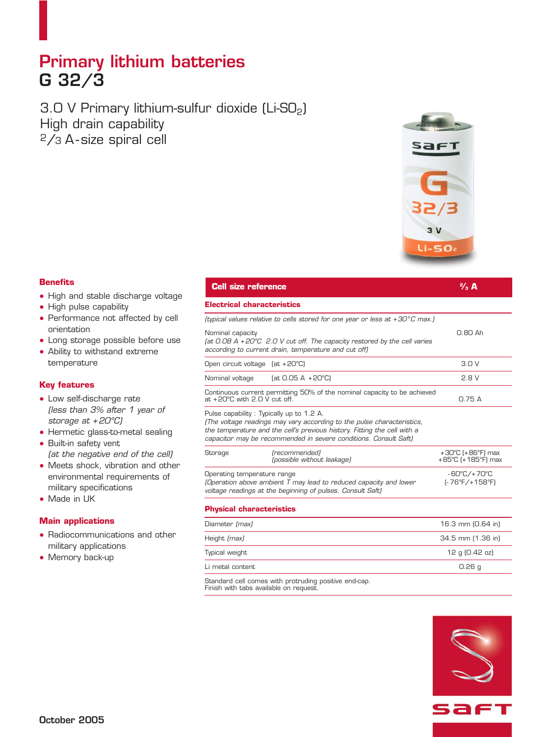# Primary lithium batteries

# G 32/3

3.0 V Primary lithium-sulfur dioxide (Li-$SO_2$)
High drain capability
2/3 A-size spiral cell

### Benefits

- High and stable discharge voltage
- High pulse capability
- Performance not affected by cell orientation
- Long storage possible before use
- Ability to withstand extreme temperature

### Key features

- Low self-discharge rate *(less than 3% after 1 year of storage at +20°C)*
- Hermetic glass-to-metal sealing
- Built-in safety vent *(at the negative end of the cell)*
- Meets shock, vibration and other environmental requirements of military specifications
- Made in UK

### Main applications

- Radiocommunications and other military applications
- Memory back-up

| Cell size reference | ⅔ A |
|---|---|
| **Electrical characteristics** | |
| *(typical values relative to cells stored for one year or less at +30°C max.)* | |
| Nominal capacity *(at 0.08 A +20°C 2.0 V cut off. The capacity restored by the cell varies according to current drain, temperature and cut off)* | 0.80 Ah |
| Open circuit voltage (at +20°C) | 3.0 V |
| Nominal voltage (at 0.05 A +20°C) | 2.8 V |
| Continuous current permitting 50% of the nominal capacity to be achieved at +20°C with 2.0 V cut off. | 0.75 A |
| Pulse capability : Typically up to 1.2 A. *(The voltage readings may vary according to the pulse characteristics, the temperature and the cell's previous history. Fitting the cell with a capacitor may be recommended in severe conditions. Consult Saft)* | |
| Storage *(recommended)* | +30°C (+86°F) max |
| Storage *(possible without leakage)* | +85°C (+185°F) max |
| Operating temperature range *(Operation above ambient T may lead to reduced capacity and lower voltage readings at the beginning of pulses. Consult Saft)* | -60°C/+70°C (-76°F/+158°F) |
| **Physical characteristics** | |
| Diameter *(max)* | 16.3 mm (0.64 in) |
| Height *(max)* | 34.5 mm (1.36 in) |
| Typical weight | 12 g (0.42 oz) |
| Li metal content | 0.26 g |

Standard cell comes with protruding positive end-cap.
Finish with tabs available on request.

October 2005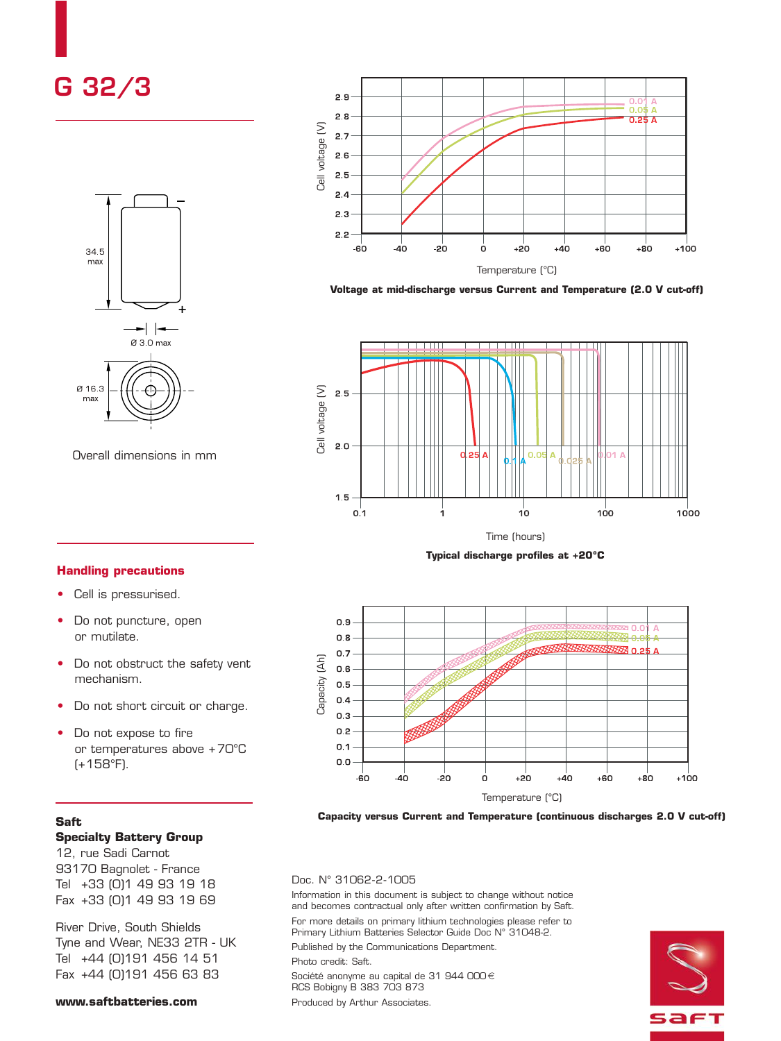# G 32/3

34.5 max

Ø 3.0 max

Ø 16.3 max

Overall dimensions in mm

Cell voltage (V)

2.9
2.8
2.7
2.6
2.5
2.4
2.3
2.2

-60 -40 -20 0 +20 +40 +60 +80 +100

Temperature (°C)

0.01 A
0.05 A
0.25 A

**Voltage at mid-discharge versus Current and Temperature (2.0 V cut-off)**

Cell voltage (V)

2.5
2.0
1.5

0.1 1 10 100 1000

Time (hours)

0.25 A
0.1 A
0.05 A
0.025 A
0.01 A

**Typical discharge profiles at +20°C**

## Handling precautions

- Cell is pressurised.
- Do not puncture, open or mutilate.
- Do not obstruct the safety vent mechanism.
- Do not short circuit or charge.
- Do not expose to fire or temperatures above +70°C (+158°F).

Capacity (Ah)

0.9
0.8
0.7
0.6
0.5
0.4
0.3
0.2
0.1
0.0

-60 -40 -20 0 +20 +40 +60 +80 +100

Temperature (°C)

0.01 A
0.05 A
0.25 A

**Capacity versus Current and Temperature (continuous discharges 2.0 V cut-off)**

**Saft**
**Specialty Battery Group**
12, rue Sadi Carnot
93170 Bagnolet - France
Tel +33 (0)1 49 93 19 18
Fax +33 (0)1 49 93 19 69

River Drive, South Shields
Tyne and Wear, NE33 2TR - UK
Tel +44 (0)191 456 14 51
Fax +44 (0)191 456 63 83

**www.saftbatteries.com**

Doc. N° 31062-2-1005

Information in this document is subject to change without notice and becomes contractual only after written confirmation by Saft.

For more details on primary lithium technologies please refer to Primary Lithium Batteries Selector Guide Doc N° 31048-2.

Published by the Communications Department.

Photo credit: Saft.

Société anonyme au capital de 31 944 000 €
RCS Bobigny B 383 703 873

Produced by Arthur Associates.

saft